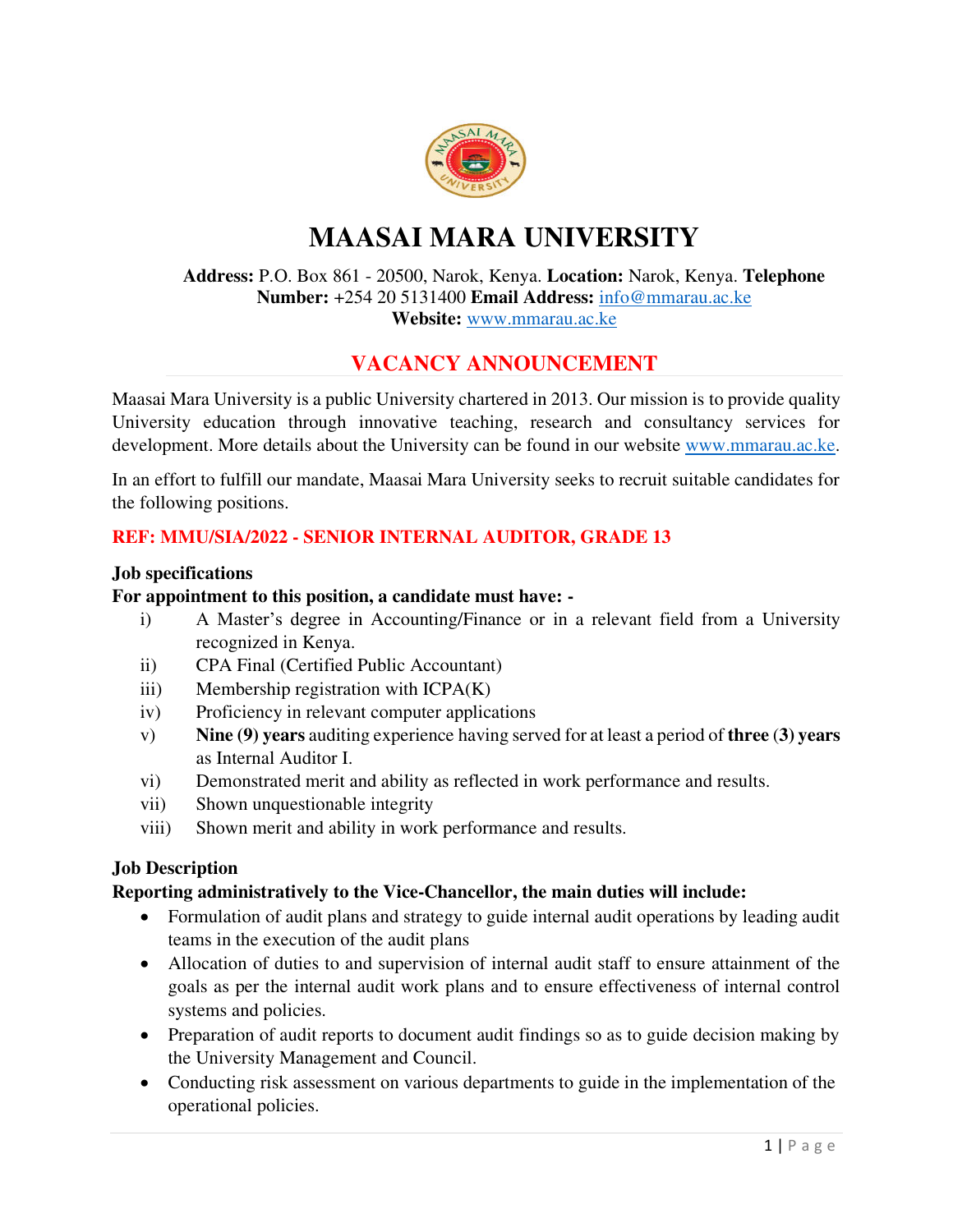# MAASAI MARA UNIVERSITY

**Address:** P.O. Box 861 - 20500, Narok, Kenya. **Location:** Narok, Kenya. **Telephone Number:** +254 20 5131400 **Email Address:** info@mmarau.ac.ke
**Website:** www.mmarau.ac.ke

## VACANCY ANNOUNCEMENT

Maasai Mara University is a public University chartered in 2013. Our mission is to provide quality University education through innovative teaching, research and consultancy services for development. More details about the University can be found in our website www.mmarau.ac.ke.

In an effort to fulfill our mandate, Maasai Mara University seeks to recruit suitable candidates for the following positions.

### REF: MMU/SIA/2022 - SENIOR INTERNAL AUDITOR, GRADE 13

**Job specifications**

**For appointment to this position, a candidate must have: -**

i) A Master's degree in Accounting/Finance or in a relevant field from a University recognized in Kenya.
ii) CPA Final (Certified Public Accountant)
iii) Membership registration with ICPA(K)
iv) Proficiency in relevant computer applications
v) **Nine (9) years** auditing experience having served for at least a period of **three (3) years** as Internal Auditor I.
vi) Demonstrated merit and ability as reflected in work performance and results.
vii) Shown unquestionable integrity
viii) Shown merit and ability in work performance and results.

**Job Description**

**Reporting administratively to the Vice-Chancellor, the main duties will include:**

- Formulation of audit plans and strategy to guide internal audit operations by leading audit teams in the execution of the audit plans
- Allocation of duties to and supervision of internal audit staff to ensure attainment of the goals as per the internal audit work plans and to ensure effectiveness of internal control systems and policies.
- Preparation of audit reports to document audit findings so as to guide decision making by the University Management and Council.
- Conducting risk assessment on various departments to guide in the implementation of the operational policies.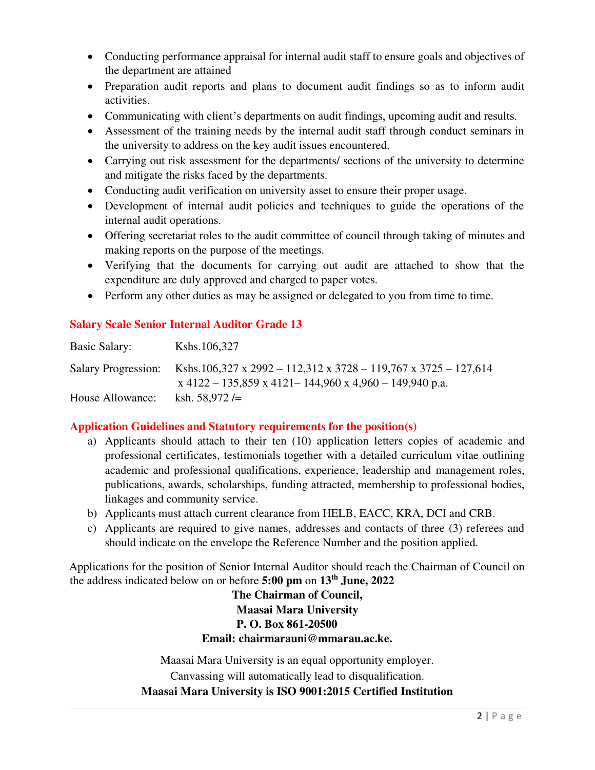- Conducting performance appraisal for internal audit staff to ensure goals and objectives of the department are attained
- Preparation audit reports and plans to document audit findings so as to inform audit activities.
- Communicating with client's departments on audit findings, upcoming audit and results.
- Assessment of the training needs by the internal audit staff through conduct seminars in the university to address on the key audit issues encountered.
- Carrying out risk assessment for the departments/ sections of the university to determine and mitigate the risks faced by the departments.
- Conducting audit verification on university asset to ensure their proper usage.
- Development of internal audit policies and techniques to guide the operations of the internal audit operations.
- Offering secretariat roles to the audit committee of council through taking of minutes and making reports on the purpose of the meetings.
- Verifying that the documents for carrying out audit are attached to show that the expenditure are duly approved and charged to paper votes.
- Perform any other duties as may be assigned or delegated to you from time to time.

## Salary Scale Senior Internal Auditor Grade 13

| | |
|---|---|
| Basic Salary: | Kshs.106,327 |
| Salary Progression: | Kshs.106,327 x 2992 – 112,312 x 3728 – 119,767 x 3725 – 127,614 x 4122 – 135,859 x 4121– 144,960 x 4,960 – 149,940 p.a. |
| House Allowance: | ksh. 58,972 /= |

## Application Guidelines and Statutory requirements for the position(s)

a) Applicants should attach to their ten (10) application letters copies of academic and professional certificates, testimonials together with a detailed curriculum vitae outlining academic and professional qualifications, experience, leadership and management roles, publications, awards, scholarships, funding attracted, membership to professional bodies, linkages and community service.

b) Applicants must attach current clearance from HELB, EACC, KRA, DCI and CRB.

c) Applicants are required to give names, addresses and contacts of three (3) referees and should indicate on the envelope the Reference Number and the position applied.

Applications for the position of Senior Internal Auditor should reach the Chairman of Council on the address indicated below on or before **5:00 pm** on **13th June, 2022**

**The Chairman of Council,**
**Maasai Mara University**
**P. O. Box 861-20500**
**Email: chairmarauni@mmarau.ac.ke.**

Maasai Mara University is an equal opportunity employer.

Canvassing will automatically lead to disqualification.

**Maasai Mara University is ISO 9001:2015 Certified Institution**